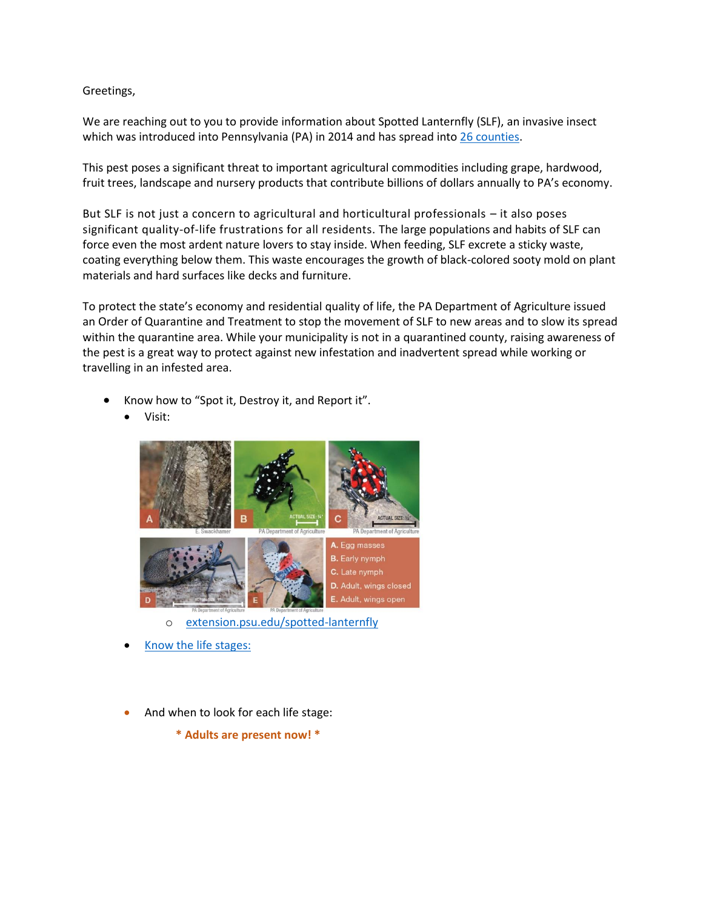Greetings,

We are reaching out to you to provide information about Spotted Lanternfly (SLF), an invasive insect which was introduced into Pennsylvania (PA) in 2014 and has spread into [26 counties](#).

This pest poses a significant threat to important agricultural commodities including grape, hardwood, fruit trees, landscape and nursery products that contribute billions of dollars annually to PA's economy.

But SLF is not just a concern to agricultural and horticultural professionals – it also poses significant quality-of-life frustrations for all residents. The large populations and habits of SLF can force even the most ardent nature lovers to stay inside. When feeding, SLF excrete a sticky waste, coating everything below them. This waste encourages the growth of black-colored sooty mold on plant materials and hard surfaces like decks and furniture.

To protect the state's economy and residential quality of life, the PA Department of Agriculture issued an Order of Quarantine and Treatment to stop the movement of SLF to new areas and to slow its spread within the quarantine area. While your municipality is not in a quarantined county, raising awareness of the pest is a great way to protect against new infestation and inadvertent spread while working or travelling in an infested area.

- Know how to "Spot it, Destroy it, and Report it".
  - Visit:

A. Egg masses
B. Early nymph
C. Late nymph
D. Adult, wings closed
E. Adult, wings open

    - extension.psu.edu/spotted-lanternfly
  - Know the life stages:
  - And when to look for each life stage:

**\* Adults are present now! \***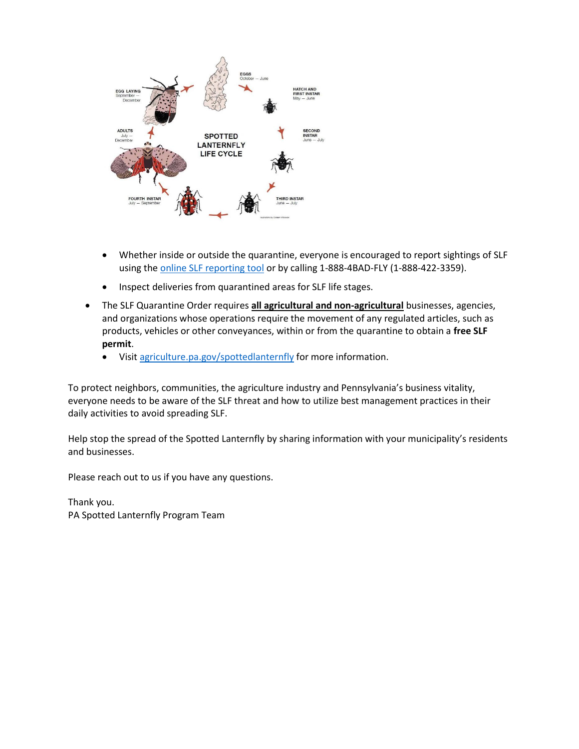SPOTTED LANTERNFLY LIFE CYCLE

EGGS
October – June

HATCH AND FIRST INSTAR
May – June

SECOND INSTAR
June – July

THIRD INSTAR
June – July

FOURTH INSTAR
July – September

ADULTS
July – December

EGG LAYING
September – December

- - Whether inside or outside the quarantine, everyone is encouraged to report sightings of SLF using the online SLF reporting tool or by calling 1-888-4BAD-FLY (1-888-422-3359).
  - Inspect deliveries from quarantined areas for SLF life stages.
- The SLF Quarantine Order requires **all agricultural and non-agricultural** businesses, agencies, and organizations whose operations require the movement of any regulated articles, such as products, vehicles or other conveyances, within or from the quarantine to obtain a **free SLF permit**.
  - Visit agriculture.pa.gov/spottedlanternfly for more information.

To protect neighbors, communities, the agriculture industry and Pennsylvania's business vitality, everyone needs to be aware of the SLF threat and how to utilize best management practices in their daily activities to avoid spreading SLF.

Help stop the spread of the Spotted Lanternfly by sharing information with your municipality's residents and businesses.

Please reach out to us if you have any questions.

Thank you.
PA Spotted Lanternfly Program Team